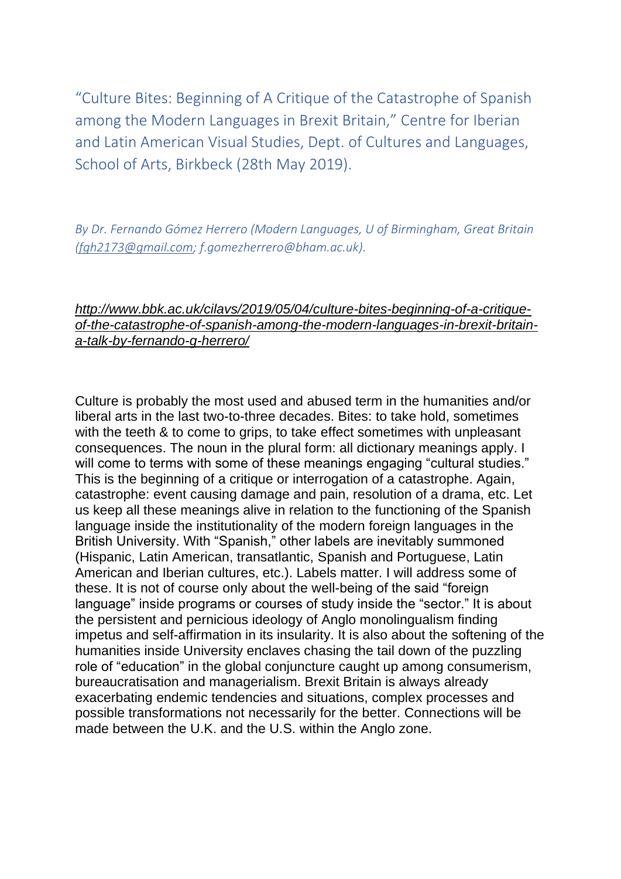# "Culture Bites: Beginning of A Critique of the Catastrophe of Spanish among the Modern Languages in Brexit Britain," Centre for Iberian and Latin American Visual Studies, Dept. of Cultures and Languages, School of Arts, Birkbeck (28th May 2019).

*By Dr. Fernando Gómez Herrero (Modern Languages, U of Birmingham, Great Britain (fgh2173@gmail.com; f.gomezherrero@bham.ac.uk).*

*http://www.bbk.ac.uk/cilavs/2019/05/04/culture-bites-beginning-of-a-critique-of-the-catastrophe-of-spanish-among-the-modern-languages-in-brexit-britain-a-talk-by-fernando-g-herrero/*

Culture is probably the most used and abused term in the humanities and/or liberal arts in the last two-to-three decades. Bites: to take hold, sometimes with the teeth & to come to grips, to take effect sometimes with unpleasant consequences. The noun in the plural form: all dictionary meanings apply. I will come to terms with some of these meanings engaging "cultural studies." This is the beginning of a critique or interrogation of a catastrophe. Again, catastrophe: event causing damage and pain, resolution of a drama, etc. Let us keep all these meanings alive in relation to the functioning of the Spanish language inside the institutionality of the modern foreign languages in the British University. With "Spanish," other labels are inevitably summoned (Hispanic, Latin American, transatlantic, Spanish and Portuguese, Latin American and Iberian cultures, etc.). Labels matter. I will address some of these. It is not of course only about the well-being of the said "foreign language" inside programs or courses of study inside the "sector." It is about the persistent and pernicious ideology of Anglo monolingualism finding impetus and self-affirmation in its insularity. It is also about the softening of the humanities inside University enclaves chasing the tail down of the puzzling role of "education" in the global conjuncture caught up among consumerism, bureaucratisation and managerialism. Brexit Britain is always already exacerbating endemic tendencies and situations, complex processes and possible transformations not necessarily for the better. Connections will be made between the U.K. and the U.S. within the Anglo zone.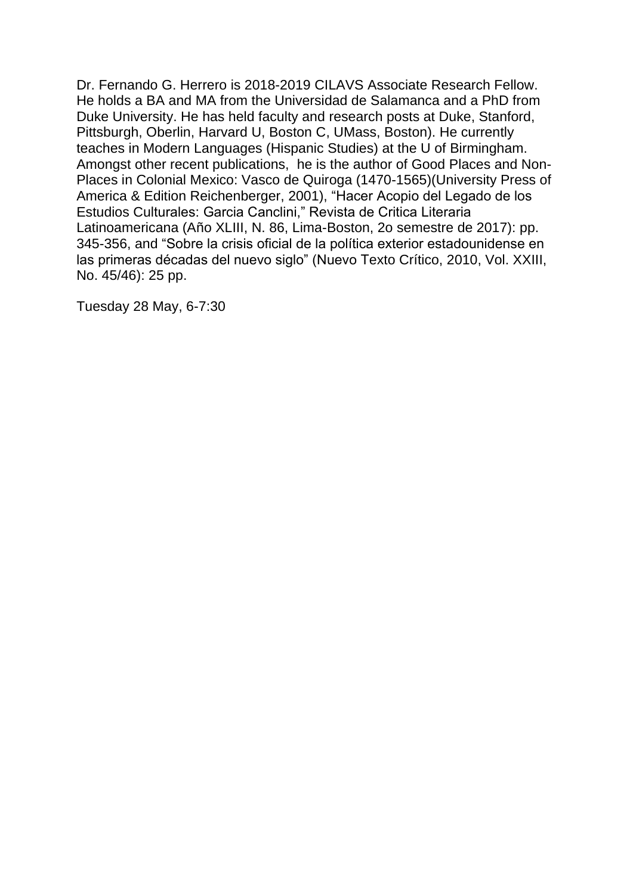Dr. Fernando G. Herrero is 2018-2019 CILAVS Associate Research Fellow. He holds a BA and MA from the Universidad de Salamanca and a PhD from Duke University. He has held faculty and research posts at Duke, Stanford, Pittsburgh, Oberlin, Harvard U, Boston C, UMass, Boston). He currently teaches in Modern Languages (Hispanic Studies) at the U of Birmingham. Amongst other recent publications, he is the author of Good Places and Non-Places in Colonial Mexico: Vasco de Quiroga (1470-1565)(University Press of America & Edition Reichenberger, 2001), “Hacer Acopio del Legado de los Estudios Culturales: Garcia Canclini,” Revista de Critica Literaria Latinoamericana (Año XLIII, N. 86, Lima-Boston, 2o semestre de 2017): pp. 345-356, and “Sobre la crisis oficial de la política exterior estadounidense en las primeras décadas del nuevo siglo” (Nuevo Texto Crítico, 2010, Vol. XXIII, No. 45/46): 25 pp.

Tuesday 28 May, 6-7:30